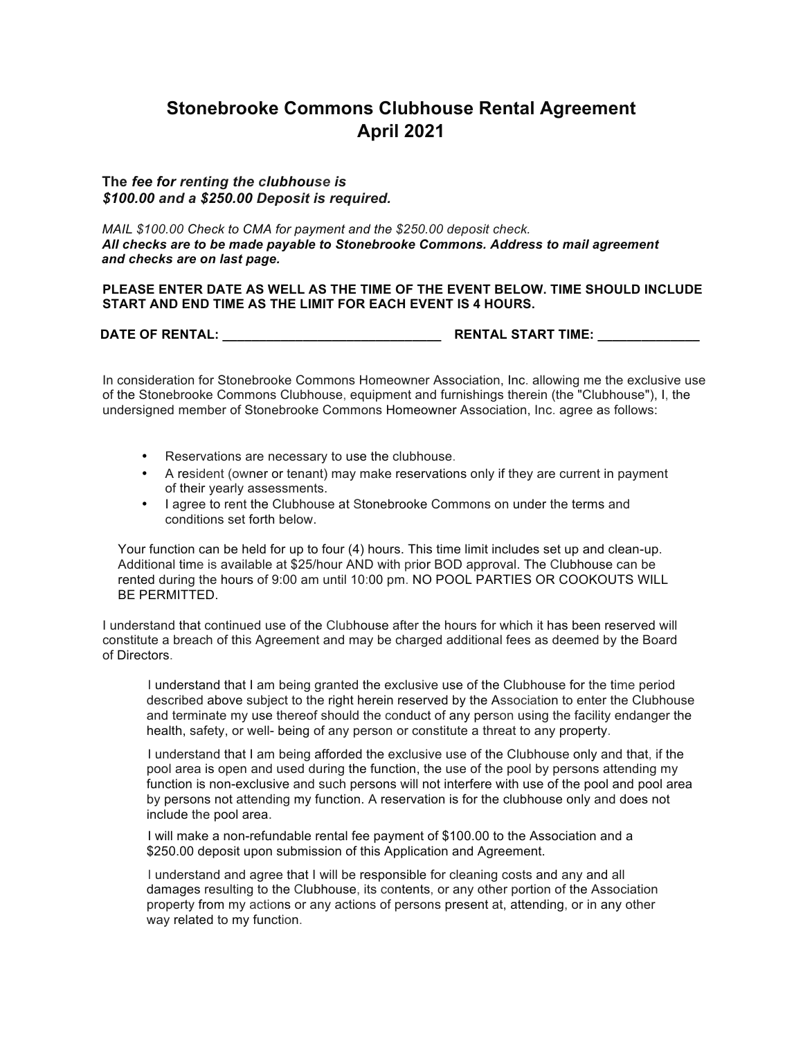# Stonebrooke Commons Clubhouse Rental Agreement
## April 2021

**The** ***fee for renting the clubhouse is $100.00 and a $250.00 Deposit is required.***

*MAIL $100.00 Check to CMA for payment and the $250.00 deposit check.*
***All checks are to be made payable to Stonebrooke Commons. Address to mail agreement and checks are on last page.***

**PLEASE ENTER DATE AS WELL AS THE TIME OF THE EVENT BELOW. TIME SHOULD INCLUDE START AND END TIME AS THE LIMIT FOR EACH EVENT IS 4 HOURS.**

**DATE OF RENTAL: ______________________________ RENTAL START TIME: ______________**

In consideration for Stonebrooke Commons Homeowner Association, Inc. allowing me the exclusive use of the Stonebrooke Commons Clubhouse, equipment and furnishings therein (the "Clubhouse"), I, the undersigned member of Stonebrooke Commons Homeowner Association, Inc. agree as follows:

- Reservations are necessary to use the clubhouse.
- A resident (owner or tenant) may make reservations only if they are current in payment of their yearly assessments.
- I agree to rent the Clubhouse at Stonebrooke Commons on under the terms and conditions set forth below.

Your function can be held for up to four (4) hours. This time limit includes set up and clean-up. Additional time is available at $25/hour AND with prior BOD approval. The Clubhouse can be rented during the hours of 9:00 am until 10:00 pm. NO POOL PARTIES OR COOKOUTS WILL BE PERMITTED.

I understand that continued use of the Clubhouse after the hours for which it has been reserved will constitute a breach of this Agreement and may be charged additional fees as deemed by the Board of Directors.

I understand that I am being granted the exclusive use of the Clubhouse for the time period described above subject to the right herein reserved by the Association to enter the Clubhouse and terminate my use thereof should the conduct of any person using the facility endanger the health, safety, or well- being of any person or constitute a threat to any property.

I understand that I am being afforded the exclusive use of the Clubhouse only and that, if the pool area is open and used during the function, the use of the pool by persons attending my function is non-exclusive and such persons will not interfere with use of the pool and pool area by persons not attending my function. A reservation is for the clubhouse only and does not include the pool area.

I will make a non-refundable rental fee payment of $100.00 to the Association and a $250.00 deposit upon submission of this Application and Agreement.

I understand and agree that I will be responsible for cleaning costs and any and all damages resulting to the Clubhouse, its contents, or any other portion of the Association property from my actions or any actions of persons present at, attending, or in any other way related to my function.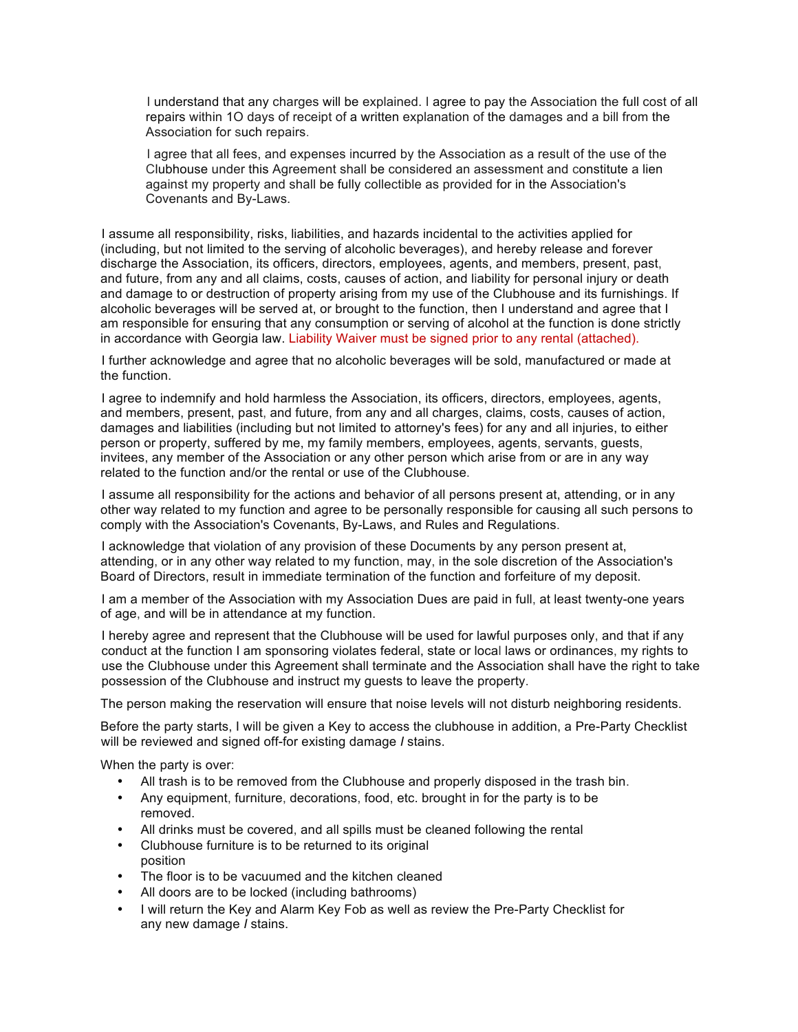I understand that any charges will be explained. I agree to pay the Association the full cost of all repairs within 1O days of receipt of a written explanation of the damages and a bill from the Association for such repairs.

I agree that all fees, and expenses incurred by the Association as a result of the use of the Clubhouse under this Agreement shall be considered an assessment and constitute a lien against my property and shall be fully collectible as provided for in the Association's Covenants and By-Laws.

I assume all responsibility, risks, liabilities, and hazards incidental to the activities applied for (including, but not limited to the serving of alcoholic beverages), and hereby release and forever discharge the Association, its officers, directors, employees, agents, and members, present, past, and future, from any and all claims, costs, causes of action, and liability for personal injury or death and damage to or destruction of property arising from my use of the Clubhouse and its furnishings. If alcoholic beverages will be served at, or brought to the function, then I understand and agree that I am responsible for ensuring that any consumption or serving of alcohol at the function is done strictly in accordance with Georgia law. Liability Waiver must be signed prior to any rental (attached).

I further acknowledge and agree that no alcoholic beverages will be sold, manufactured or made at the function.

I agree to indemnify and hold harmless the Association, its officers, directors, employees, agents, and members, present, past, and future, from any and all charges, claims, costs, causes of action, damages and liabilities (including but not limited to attorney's fees) for any and all injuries, to either person or property, suffered by me, my family members, employees, agents, servants, guests, invitees, any member of the Association or any other person which arise from or are in any way related to the function and/or the rental or use of the Clubhouse.

I assume all responsibility for the actions and behavior of all persons present at, attending, or in any other way related to my function and agree to be personally responsible for causing all such persons to comply with the Association's Covenants, By-Laws, and Rules and Regulations.

I acknowledge that violation of any provision of these Documents by any person present at, attending, or in any other way related to my function, may, in the sole discretion of the Association's Board of Directors, result in immediate termination of the function and forfeiture of my deposit.

I am a member of the Association with my Association Dues are paid in full, at least twenty-one years of age, and will be in attendance at my function.

I hereby agree and represent that the Clubhouse will be used for lawful purposes only, and that if any conduct at the function I am sponsoring violates federal, state or local laws or ordinances, my rights to use the Clubhouse under this Agreement shall terminate and the Association shall have the right to take possession of the Clubhouse and instruct my guests to leave the property.

The person making the reservation will ensure that noise levels will not disturb neighboring residents.

Before the party starts, I will be given a Key to access the clubhouse in addition, a Pre-Party Checklist will be reviewed and signed off-for existing damage / stains.

When the party is over:

- All trash is to be removed from the Clubhouse and properly disposed in the trash bin.
- Any equipment, furniture, decorations, food, etc. brought in for the party is to be removed.
- All drinks must be covered, and all spills must be cleaned following the rental
- Clubhouse furniture is to be returned to its original position
- The floor is to be vacuumed and the kitchen cleaned
- All doors are to be locked (including bathrooms)
- I will return the Key and Alarm Key Fob as well as review the Pre-Party Checklist for any new damage / stains.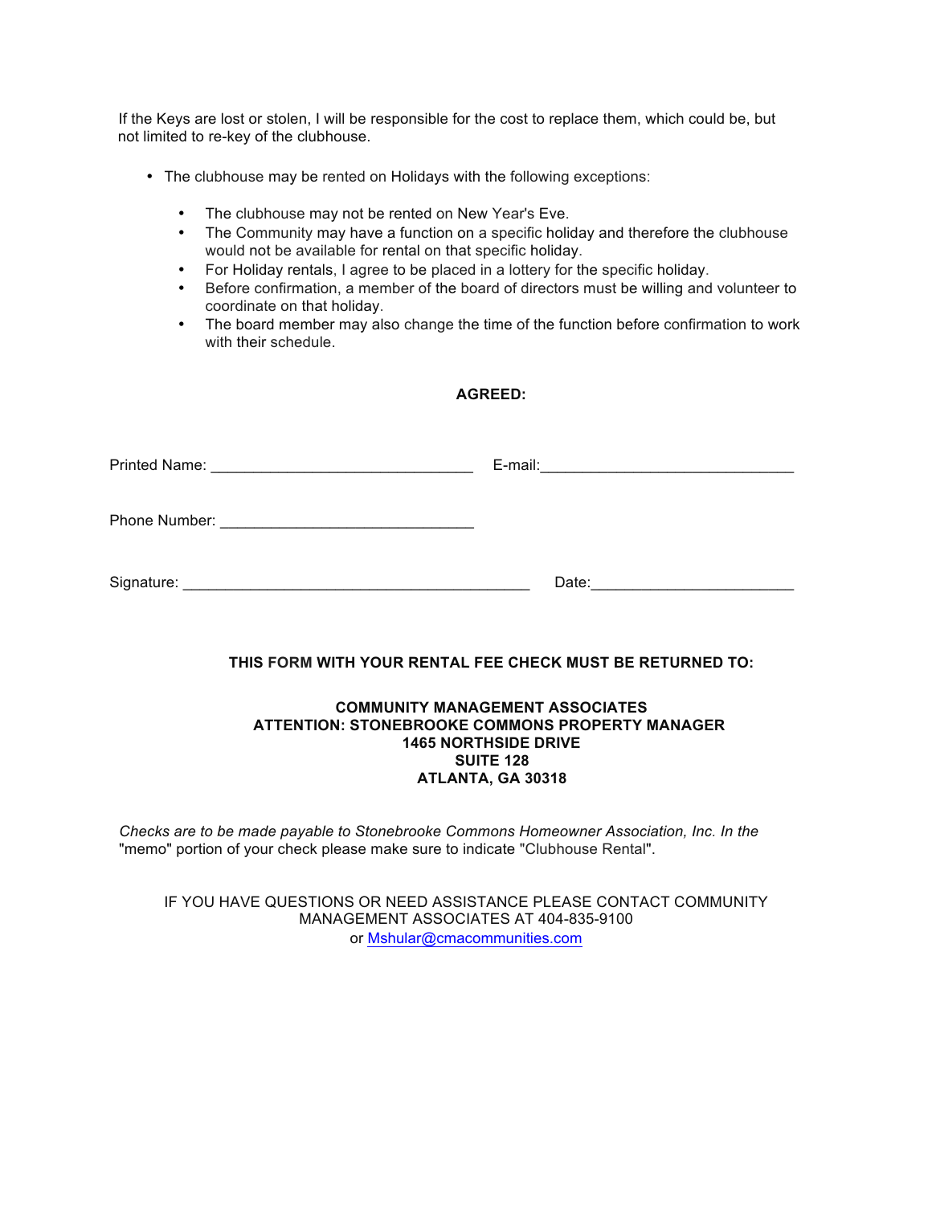If the Keys are lost or stolen, I will be responsible for the cost to replace them, which could be, but not limited to re-key of the clubhouse.

- The clubhouse may be rented on Holidays with the following exceptions:
  - The clubhouse may not be rented on New Year's Eve.
  - The Community may have a function on a specific holiday and therefore the clubhouse would not be available for rental on that specific holiday.
  - For Holiday rentals, I agree to be placed in a lottery for the specific holiday.
  - Before confirmation, a member of the board of directors must be willing and volunteer to coordinate on that holiday.
  - The board member may also change the time of the function before confirmation to work with their schedule.

**AGREED:**

Printed Name: _______________________________ E-mail:______________________________

Phone Number: _____________________________

Signature: _________________________________________ Date:________________________

**THIS FORM WITH YOUR RENTAL FEE CHECK MUST BE RETURNED TO:**

**COMMUNITY MANAGEMENT ASSOCIATES**
**ATTENTION: STONEBROOKE COMMONS PROPERTY MANAGER**
**1465 NORTHSIDE DRIVE**
**SUITE 128**
**ATLANTA, GA 30318**

*Checks are to be made payable to Stonebrooke Commons Homeowner Association, Inc. In the* "memo" portion of your check please make sure to indicate "Clubhouse Rental".

IF YOU HAVE QUESTIONS OR NEED ASSISTANCE PLEASE CONTACT COMMUNITY MANAGEMENT ASSOCIATES AT 404-835-9100
or Mshular@cmacommunities.com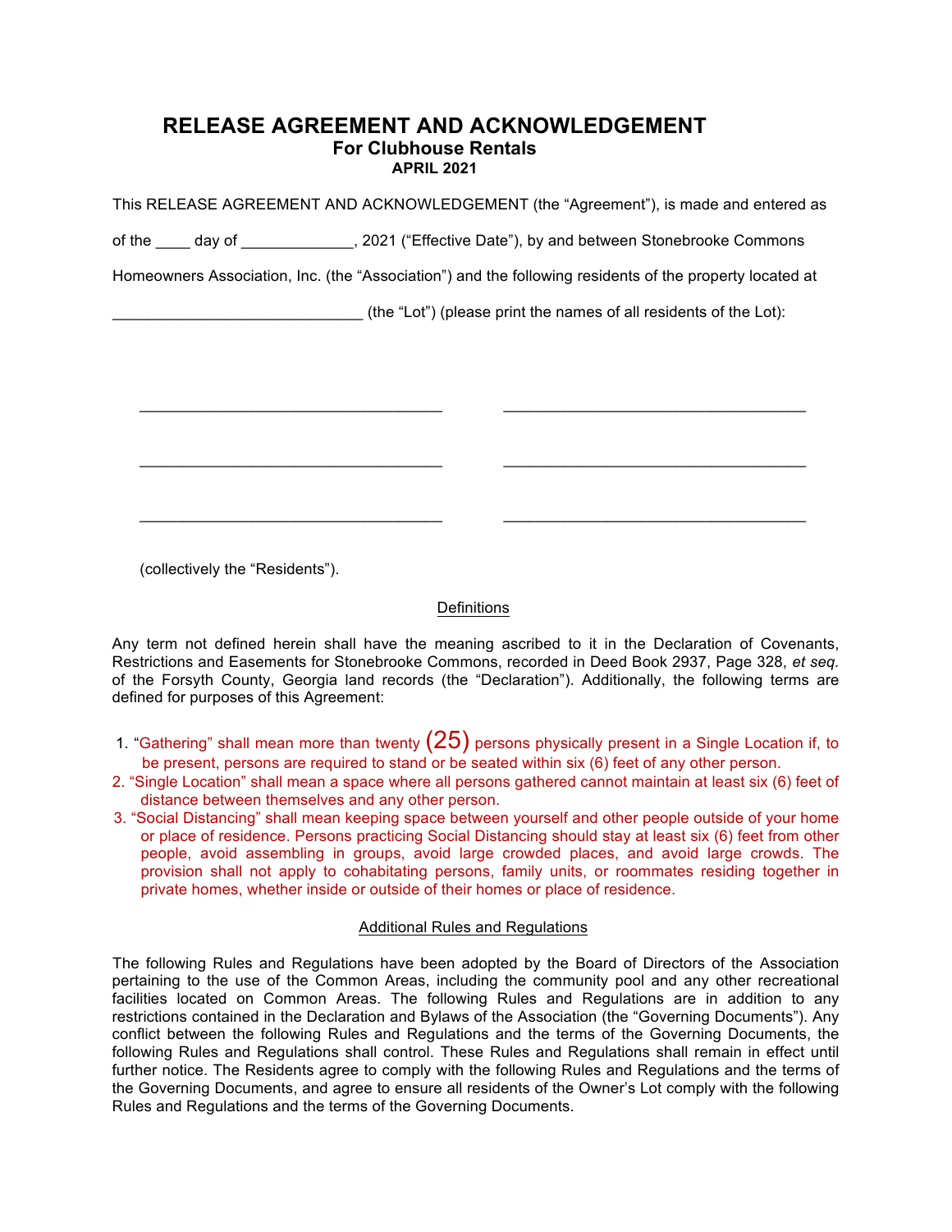# RELEASE AGREEMENT AND ACKNOWLEDGEMENT

## For Clubhouse Rentals

### APRIL 2021

This RELEASE AGREEMENT AND ACKNOWLEDGEMENT (the "Agreement"), is made and entered as of the ____ day of _____________, 2021 ("Effective Date"), by and between Stonebrooke Commons Homeowners Association, Inc. (the "Association") and the following residents of the property located at ____________________________ (the "Lot") (please print the names of all residents of the Lot):

__________________________________ __________________________________

__________________________________ __________________________________

__________________________________ __________________________________

(collectively the "Residents").

Definitions

Any term not defined herein shall have the meaning ascribed to it in the Declaration of Covenants, Restrictions and Easements for Stonebrooke Commons, recorded in Deed Book 2937, Page 328, *et seq.* of the Forsyth County, Georgia land records (the "Declaration"). Additionally, the following terms are defined for purposes of this Agreement:

1. "Gathering" shall mean more than twenty (25) persons physically present in a Single Location if, to be present, persons are required to stand or be seated within six (6) feet of any other person.
2. "Single Location" shall mean a space where all persons gathered cannot maintain at least six (6) feet of distance between themselves and any other person.
3. "Social Distancing" shall mean keeping space between yourself and other people outside of your home or place of residence. Persons practicing Social Distancing should stay at least six (6) feet from other people, avoid assembling in groups, avoid large crowded places, and avoid large crowds. The provision shall not apply to cohabitating persons, family units, or roommates residing together in private homes, whether inside or outside of their homes or place of residence.

Additional Rules and Regulations

The following Rules and Regulations have been adopted by the Board of Directors of the Association pertaining to the use of the Common Areas, including the community pool and any other recreational facilities located on Common Areas. The following Rules and Regulations are in addition to any restrictions contained in the Declaration and Bylaws of the Association (the "Governing Documents"). Any conflict between the following Rules and Regulations and the terms of the Governing Documents, the following Rules and Regulations shall control. These Rules and Regulations shall remain in effect until further notice. The Residents agree to comply with the following Rules and Regulations and the terms of the Governing Documents, and agree to ensure all residents of the Owner's Lot comply with the following Rules and Regulations and the terms of the Governing Documents.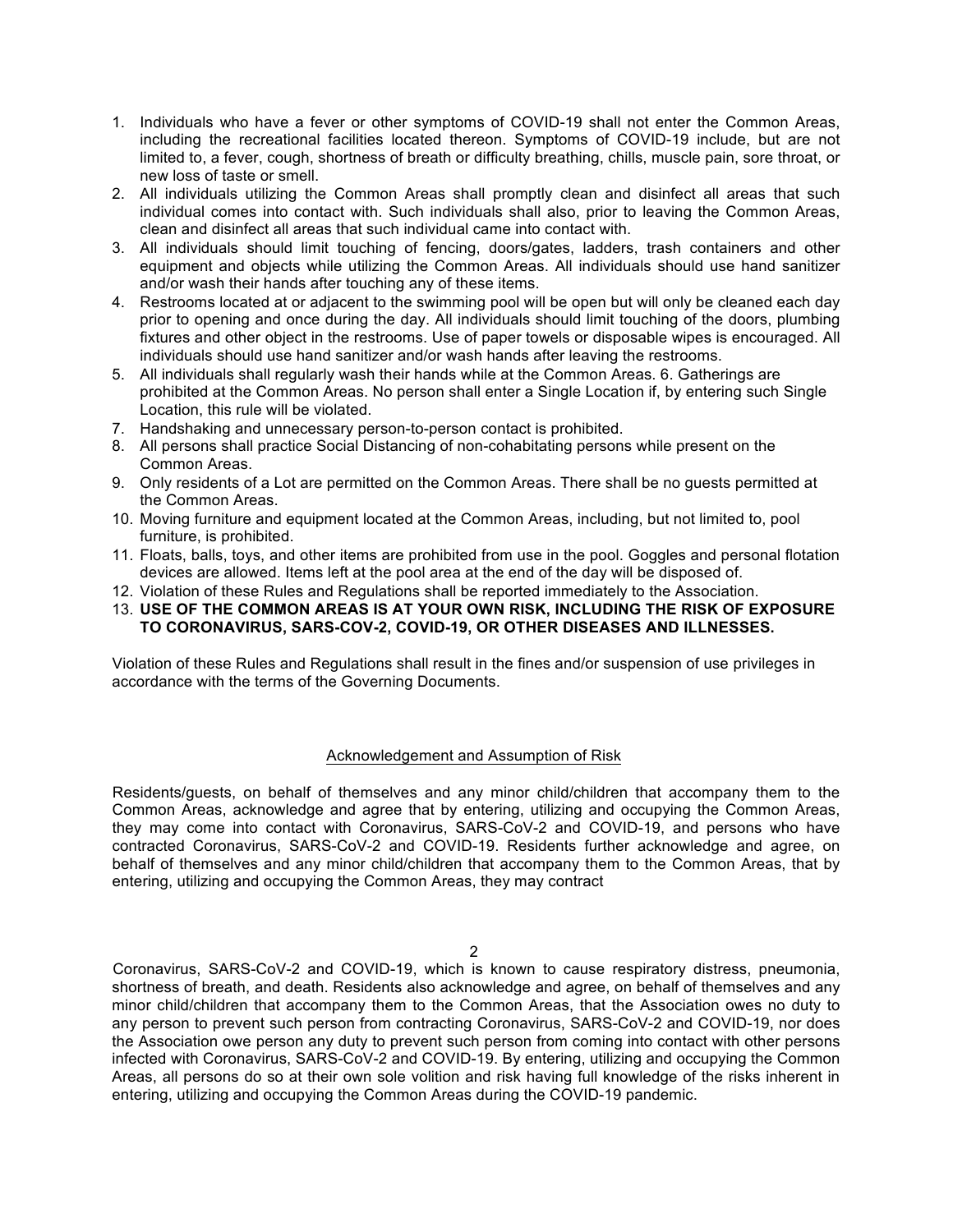1. Individuals who have a fever or other symptoms of COVID-19 shall not enter the Common Areas, including the recreational facilities located thereon. Symptoms of COVID-19 include, but are not limited to, a fever, cough, shortness of breath or difficulty breathing, chills, muscle pain, sore throat, or new loss of taste or smell.
2. All individuals utilizing the Common Areas shall promptly clean and disinfect all areas that such individual comes into contact with. Such individuals shall also, prior to leaving the Common Areas, clean and disinfect all areas that such individual came into contact with.
3. All individuals should limit touching of fencing, doors/gates, ladders, trash containers and other equipment and objects while utilizing the Common Areas. All individuals should use hand sanitizer and/or wash their hands after touching any of these items.
4. Restrooms located at or adjacent to the swimming pool will be open but will only be cleaned each day prior to opening and once during the day. All individuals should limit touching of the doors, plumbing fixtures and other object in the restrooms. Use of paper towels or disposable wipes is encouraged. All individuals should use hand sanitizer and/or wash hands after leaving the restrooms.
5. All individuals shall regularly wash their hands while at the Common Areas. 6. Gatherings are prohibited at the Common Areas. No person shall enter a Single Location if, by entering such Single Location, this rule will be violated.
7. Handshaking and unnecessary person-to-person contact is prohibited.
8. All persons shall practice Social Distancing of non-cohabitating persons while present on the Common Areas.
9. Only residents of a Lot are permitted on the Common Areas. There shall be no guests permitted at the Common Areas.
10. Moving furniture and equipment located at the Common Areas, including, but not limited to, pool furniture, is prohibited.
11. Floats, balls, toys, and other items are prohibited from use in the pool. Goggles and personal flotation devices are allowed. Items left at the pool area at the end of the day will be disposed of.
12. Violation of these Rules and Regulations shall be reported immediately to the Association.
13. **USE OF THE COMMON AREAS IS AT YOUR OWN RISK, INCLUDING THE RISK OF EXPOSURE TO CORONAVIRUS, SARS-COV-2, COVID-19, OR OTHER DISEASES AND ILLNESSES.**

Violation of these Rules and Regulations shall result in the fines and/or suspension of use privileges in accordance with the terms of the Governing Documents.

## Acknowledgement and Assumption of Risk

Residents/guests, on behalf of themselves and any minor child/children that accompany them to the Common Areas, acknowledge and agree that by entering, utilizing and occupying the Common Areas, they may come into contact with Coronavirus, SARS-CoV-2 and COVID-19, and persons who have contracted Coronavirus, SARS-CoV-2 and COVID-19. Residents further acknowledge and agree, on behalf of themselves and any minor child/children that accompany them to the Common Areas, that by entering, utilizing and occupying the Common Areas, they may contract Coronavirus, SARS-CoV-2 and COVID-19, which is known to cause respiratory distress, pneumonia, shortness of breath, and death. Residents also acknowledge and agree, on behalf of themselves and any minor child/children that accompany them to the Common Areas, that the Association owes no duty to any person to prevent such person from contracting Coronavirus, SARS-CoV-2 and COVID-19, nor does the Association owe person any duty to prevent such person from coming into contact with other persons infected with Coronavirus, SARS-CoV-2 and COVID-19. By entering, utilizing and occupying the Common Areas, all persons do so at their own sole volition and risk having full knowledge of the risks inherent in entering, utilizing and occupying the Common Areas during the COVID-19 pandemic.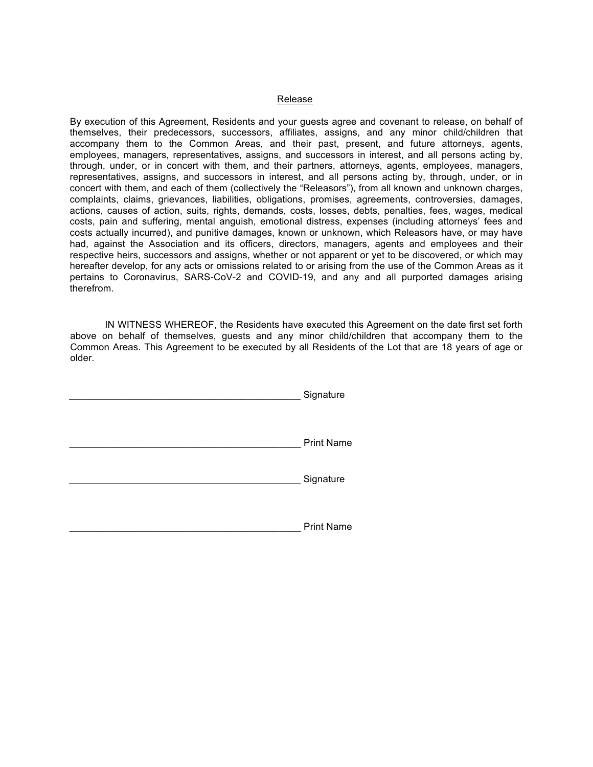## Release

By execution of this Agreement, Residents and your guests agree and covenant to release, on behalf of themselves, their predecessors, successors, affiliates, assigns, and any minor child/children that accompany them to the Common Areas, and their past, present, and future attorneys, agents, employees, managers, representatives, assigns, and successors in interest, and all persons acting by, through, under, or in concert with them, and their partners, attorneys, agents, employees, managers, representatives, assigns, and successors in interest, and all persons acting by, through, under, or in concert with them, and each of them (collectively the "Releasors"), from all known and unknown charges, complaints, claims, grievances, liabilities, obligations, promises, agreements, controversies, damages, actions, causes of action, suits, rights, demands, costs, losses, debts, penalties, fees, wages, medical costs, pain and suffering, mental anguish, emotional distress, expenses (including attorneys' fees and costs actually incurred), and punitive damages, known or unknown, which Releasors have, or may have had, against the Association and its officers, directors, managers, agents and employees and their respective heirs, successors and assigns, whether or not apparent or yet to be discovered, or which may hereafter develop, for any acts or omissions related to or arising from the use of the Common Areas as it pertains to Coronavirus, SARS-CoV-2 and COVID-19, and any and all purported damages arising therefrom.

IN WITNESS WHEREOF, the Residents have executed this Agreement on the date first set forth above on behalf of themselves, guests and any minor child/children that accompany them to the Common Areas. This Agreement to be executed by all Residents of the Lot that are 18 years of age or older.

____________________________________________ Signature

____________________________________________ Print Name

____________________________________________ Signature

____________________________________________ Print Name